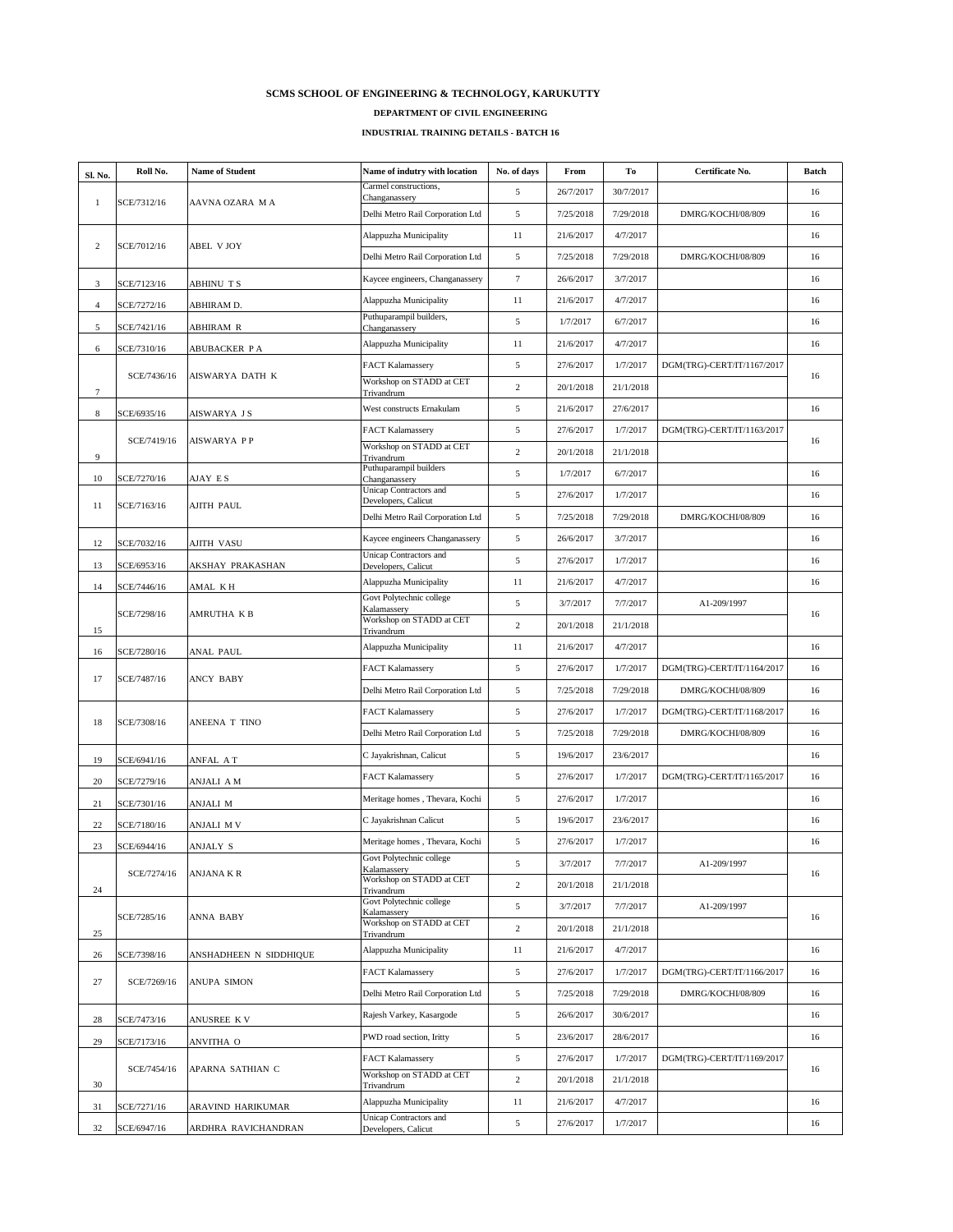# SCMS SCHOOL OF ENGINEERING & TECHNOLOGY, KARUKUTTY

## DEPARTMENT OF CIVIL ENGINEERING

### INDUSTRIAL TRAINING DETAILS - BATCH 16

| Sl. No. | Roll No. | Name of Student | Name of indutry with location | No. of days | From | To | Certificate No. | Batch |
|---|---|---|---|---|---|---|---|---|
| 1 | SCE/7312/16 | AAVNA OZARA M A | Carmel constructions, Changanassery | 5 | 26/7/2017 | 30/7/2017 | | 16 |
| | | | Delhi Metro Rail Corporation Ltd | 5 | 7/25/2018 | 7/29/2018 | DMRG/KOCHI/08/809 | 16 |
| 2 | SCE/7012/16 | ABEL V JOY | Alappuzha Municipality | 11 | 21/6/2017 | 4/7/2017 | | 16 |
| | | | Delhi Metro Rail Corporation Ltd | 5 | 7/25/2018 | 7/29/2018 | DMRG/KOCHI/08/809 | 16 |
| 3 | SCE/7123/16 | ABHINU T S | Kaycee engineers, Changanassery | 7 | 26/6/2017 | 3/7/2017 | | 16 |
| 4 | SCE/7272/16 | ABHIRAM D. | Alappuzha Municipality | 11 | 21/6/2017 | 4/7/2017 | | 16 |
| 5 | SCE/7421/16 | ABHIRAM R | Puthuparampil builders, Changanassery | 5 | 1/7/2017 | 6/7/2017 | | 16 |
| 6 | SCE/7310/16 | ABUBACKER P A | Alappuzha Municipality | 11 | 21/6/2017 | 4/7/2017 | | 16 |
| 7 | SCE/7436/16 | AISWARYA DATH K | FACT Kalamassery | 5 | 27/6/2017 | 1/7/2017 | DGM(TRG)-CERT/IT/1167/2017 | 16 |
| | | | Workshop on STADD at CET Trivandrum | 2 | 20/1/2018 | 21/1/2018 | | |
| 8 | SCE/6935/16 | AISWARYA J S | West constructs Ernakulam | 5 | 21/6/2017 | 27/6/2017 | | 16 |
| 9 | SCE/7419/16 | AISWARYA P P | FACT Kalamassery | 5 | 27/6/2017 | 1/7/2017 | DGM(TRG)-CERT/IT/1163/2017 | 16 |
| | | | Workshop on STADD at CET Trivandrum | 2 | 20/1/2018 | 21/1/2018 | | |
| 10 | SCE/7270/16 | AJAY E S | Puthuparampil builders Changanassery | 5 | 1/7/2017 | 6/7/2017 | | 16 |
| 11 | SCE/7163/16 | AJITH PAUL | Unicap Contractors and Developers, Calicut | 5 | 27/6/2017 | 1/7/2017 | | 16 |
| | | | Delhi Metro Rail Corporation Ltd | 5 | 7/25/2018 | 7/29/2018 | DMRG/KOCHI/08/809 | 16 |
| 12 | SCE/7032/16 | AJITH VASU | Kaycee engineers Changanassery | 5 | 26/6/2017 | 3/7/2017 | | 16 |
| 13 | SCE/6953/16 | AKSHAY PRAKASHAN | Unicap Contractors and Developers, Calicut | 5 | 27/6/2017 | 1/7/2017 | | 16 |
| 14 | SCE/7446/16 | AMAL K H | Alappuzha Municipality | 11 | 21/6/2017 | 4/7/2017 | | 16 |
| 15 | SCE/7298/16 | AMRUTHA K B | Govt Polytechnic college Kalamassery | 5 | 3/7/2017 | 7/7/2017 | A1-209/1997 | 16 |
| | | | Workshop on STADD at CET Trivandrum | 2 | 20/1/2018 | 21/1/2018 | | |
| 16 | SCE/7280/16 | ANAL PAUL | Alappuzha Municipality | 11 | 21/6/2017 | 4/7/2017 | | 16 |
| 17 | SCE/7487/16 | ANCY BABY | FACT Kalamassery | 5 | 27/6/2017 | 1/7/2017 | DGM(TRG)-CERT/IT/1164/2017 | 16 |
| | | | Delhi Metro Rail Corporation Ltd | 5 | 7/25/2018 | 7/29/2018 | DMRG/KOCHI/08/809 | 16 |
| 18 | SCE/7308/16 | ANEENA T TINO | FACT Kalamassery | 5 | 27/6/2017 | 1/7/2017 | DGM(TRG)-CERT/IT/1168/2017 | 16 |
| | | | Delhi Metro Rail Corporation Ltd | 5 | 7/25/2018 | 7/29/2018 | DMRG/KOCHI/08/809 | 16 |
| 19 | SCE/6941/16 | ANFAL A T | C Jayakrishnan, Calicut | 5 | 19/6/2017 | 23/6/2017 | | 16 |
| 20 | SCE/7279/16 | ANJALI A M | FACT Kalamassery | 5 | 27/6/2017 | 1/7/2017 | DGM(TRG)-CERT/IT/1165/2017 | 16 |
| 21 | SCE/7301/16 | ANJALI M | Meritage homes , Thevara, Kochi | 5 | 27/6/2017 | 1/7/2017 | | 16 |
| 22 | SCE/7180/16 | ANJALI M V | C Jayakrishnan Calicut | 5 | 19/6/2017 | 23/6/2017 | | 16 |
| 23 | SCE/6944/16 | ANJALY S | Meritage homes , Thevara, Kochi | 5 | 27/6/2017 | 1/7/2017 | | 16 |
| 24 | SCE/7274/16 | ANJANA K R | Govt Polytechnic college Kalamassery | 5 | 3/7/2017 | 7/7/2017 | A1-209/1997 | 16 |
| | | | Workshop on STADD at CET Trivandrum | 2 | 20/1/2018 | 21/1/2018 | | |
| 25 | SCE/7285/16 | ANNA BABY | Govt Polytechnic college Kalamassery | 5 | 3/7/2017 | 7/7/2017 | A1-209/1997 | 16 |
| | | | Workshop on STADD at CET Trivandrum | 2 | 20/1/2018 | 21/1/2018 | | |
| 26 | SCE/7398/16 | ANSHADHEEN N SIDDHIQUE | Alappuzha Municipality | 11 | 21/6/2017 | 4/7/2017 | | 16 |
| 27 | SCE/7269/16 | ANUPA SIMON | FACT Kalamassery | 5 | 27/6/2017 | 1/7/2017 | DGM(TRG)-CERT/IT/1166/2017 | 16 |
| | | | Delhi Metro Rail Corporation Ltd | 5 | 7/25/2018 | 7/29/2018 | DMRG/KOCHI/08/809 | 16 |
| 28 | SCE/7473/16 | ANUSREE K V | Rajesh Varkey, Kasargode | 5 | 26/6/2017 | 30/6/2017 | | 16 |
| 29 | SCE/7173/16 | ANVITHA O | PWD road section, Iritty | 5 | 23/6/2017 | 28/6/2017 | | 16 |
| 30 | SCE/7454/16 | APARNA SATHIAN C | FACT Kalamassery | 5 | 27/6/2017 | 1/7/2017 | DGM(TRG)-CERT/IT/1169/2017 | 16 |
| | | | Workshop on STADD at CET Trivandrum | 2 | 20/1/2018 | 21/1/2018 | | |
| 31 | SCE/7271/16 | ARAVIND HARIKUMAR | Alappuzha Municipality | 11 | 21/6/2017 | 4/7/2017 | | 16 |
| 32 | SCE/6947/16 | ARDHRA RAVICHANDRAN | Unicap Contractors and Developers, Calicut | 5 | 27/6/2017 | 1/7/2017 | | 16 |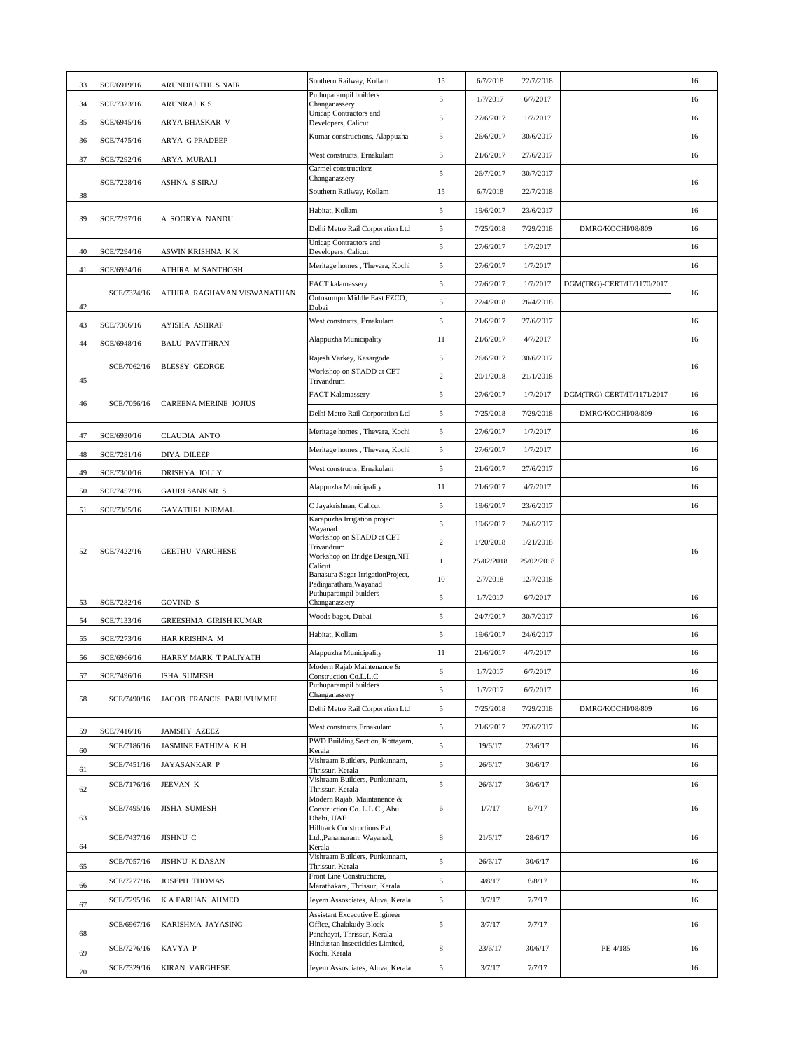| 33 | SCE/6919/16 | ARUNDHATHI S NAIR | Southern Railway, Kollam | 15 | 6/7/2018 | 22/7/2018 | | 16 |
|---|---|---|---|---|---|---|---|---|
| 34 | SCE/7323/16 | ARUNRAJ K S | Puthuparampil builders Changanassery | 5 | 1/7/2017 | 6/7/2017 | | 16 |
| 35 | SCE/6945/16 | ARYA BHASKAR V | Unicap Contractors and Developers, Calicut | 5 | 27/6/2017 | 1/7/2017 | | 16 |
| 36 | SCE/7475/16 | ARYA G PRADEEP | Kumar constructions, Alappuzha | 5 | 26/6/2017 | 30/6/2017 | | 16 |
| 37 | SCE/7292/16 | ARYA MURALI | West constructs, Ernakulam | 5 | 21/6/2017 | 27/6/2017 | | 16 |
| 38 | SCE/7228/16 | ASHNA S SIRAJ | Carmel constructions Changanassery | 5 | 26/7/2017 | 30/7/2017 | | 16 |
| | | | Southern Railway, Kollam | 15 | 6/7/2018 | 22/7/2018 | | |
| 39 | SCE/7297/16 | A SOORYA NANDU | Habitat, Kollam | 5 | 19/6/2017 | 23/6/2017 | | 16 |
| | | | Delhi Metro Rail Corporation Ltd | 5 | 7/25/2018 | 7/29/2018 | DMRG/KOCHI/08/809 | 16 |
| 40 | SCE/7294/16 | ASWIN KRISHNA K K | Unicap Contractors and Developers, Calicut | 5 | 27/6/2017 | 1/7/2017 | | 16 |
| 41 | SCE/6934/16 | ATHIRA M SANTHOSH | Meritage homes , Thevara, Kochi | 5 | 27/6/2017 | 1/7/2017 | | 16 |
| 42 | SCE/7324/16 | ATHIRA RAGHAVAN VISWANATHAN | FACT kalamassery | 5 | 27/6/2017 | 1/7/2017 | DGM(TRG)-CERT/IT/1170/2017 | 16 |
| | | | Outokumpu Middle East FZCO, Dubai | 5 | 22/4/2018 | 26/4/2018 | | |
| 43 | SCE/7306/16 | AYISHA ASHRAF | West constructs, Ernakulam | 5 | 21/6/2017 | 27/6/2017 | | 16 |
| 44 | SCE/6948/16 | BALU PAVITHRAN | Alappuzha Municipality | 11 | 21/6/2017 | 4/7/2017 | | 16 |
| 45 | SCE/7062/16 | BLESSY GEORGE | Rajesh Varkey, Kasargode | 5 | 26/6/2017 | 30/6/2017 | | 16 |
| | | | Workshop on STADD at CET Trivandrum | 2 | 20/1/2018 | 21/1/2018 | | |
| 46 | SCE/7056/16 | CAREENA MERINE JOJIUS | FACT Kalamassery | 5 | 27/6/2017 | 1/7/2017 | DGM(TRG)-CERT/IT/1171/2017 | 16 |
| | | | Delhi Metro Rail Corporation Ltd | 5 | 7/25/2018 | 7/29/2018 | DMRG/KOCHI/08/809 | 16 |
| 47 | SCE/6930/16 | CLAUDIA ANTO | Meritage homes , Thevara, Kochi | 5 | 27/6/2017 | 1/7/2017 | | 16 |
| 48 | SCE/7281/16 | DIYA DILEEP | Meritage homes , Thevara, Kochi | 5 | 27/6/2017 | 1/7/2017 | | 16 |
| 49 | SCE/7300/16 | DRISHYA JOLLY | West constructs, Ernakulam | 5 | 21/6/2017 | 27/6/2017 | | 16 |
| 50 | SCE/7457/16 | GAURI SANKAR S | Alappuzha Municipality | 11 | 21/6/2017 | 4/7/2017 | | 16 |
| 51 | SCE/7305/16 | GAYATHRI NIRMAL | C Jayakrishnan, Calicut | 5 | 19/6/2017 | 23/6/2017 | | 16 |
| 52 | SCE/7422/16 | GEETHU VARGHESE | Karapuzha Irrigation project Wayanad | 5 | 19/6/2017 | 24/6/2017 | | 16 |
| | | | Workshop on STADD at CET Trivandrum | 2 | 1/20/2018 | 1/21/2018 | | |
| | | | Workshop on Bridge Design,NIT Calicut | 1 | 25/02/2018 | 25/02/2018 | | |
| | | | Banasura Sagar IrrigationProject, Padinjarathara,Wayanad | 10 | 2/7/2018 | 12/7/2018 | | |
| 53 | SCE/7282/16 | GOVIND S | Puthuparampil builders Changanassery | 5 | 1/7/2017 | 6/7/2017 | | 16 |
| 54 | SCE/7133/16 | GREESHMA GIRISH KUMAR | Woods bagot, Dubai | 5 | 24/7/2017 | 30/7/2017 | | 16 |
| 55 | SCE/7273/16 | HAR KRISHNA M | Habitat, Kollam | 5 | 19/6/2017 | 24/6/2017 | | 16 |
| 56 | SCE/6966/16 | HARRY MARK T PALIYATH | Alappuzha Municipality | 11 | 21/6/2017 | 4/7/2017 | | 16 |
| 57 | SCE/7496/16 | ISHA SUMESH | Modern Rajab Maintenance & Construction Co.L.L.C | 6 | 1/7/2017 | 6/7/2017 | | 16 |
| 58 | SCE/7490/16 | JACOB FRANCIS PARUVUMMEL | Puthuparampil builders Changanassery | 5 | 1/7/2017 | 6/7/2017 | | 16 |
| | | | Delhi Metro Rail Corporation Ltd | 5 | 7/25/2018 | 7/29/2018 | DMRG/KOCHI/08/809 | 16 |
| 59 | SCE/7416/16 | JAMSHY AZEEZ | West constructs,Ernakulam | 5 | 21/6/2017 | 27/6/2017 | | 16 |
| 60 | SCE/7186/16 | JASMINE FATHIMA K H | PWD Building Section, Kottayam, Kerala | 5 | 19/6/17 | 23/6/17 | | 16 |
| 61 | SCE/7451/16 | JAYASANKAR P | Vishraam Builders, Punkunnam, Thrissur, Kerala | 5 | 26/6/17 | 30/6/17 | | 16 |
| 62 | SCE/7176/16 | JEEVAN K | Vishraam Builders, Punkunnam, Thrissur, Kerala | 5 | 26/6/17 | 30/6/17 | | 16 |
| 63 | SCE/7495/16 | JISHA SUMESH | Modern Rajab, Maintanence & Construction Co. L.L.C., Abu Dhabi, UAE | 6 | 1/7/17 | 6/7/17 | | 16 |
| 64 | SCE/7437/16 | JISHNU C | Hilltrack Constructions Pvt. Ltd.,Panamaram, Wayanad, Kerala | 8 | 21/6/17 | 28/6/17 | | 16 |
| 65 | SCE/7057/16 | JISHNU K DASAN | Vishraam Builders, Punkunnam, Thrissur, Kerala | 5 | 26/6/17 | 30/6/17 | | 16 |
| 66 | SCE/7277/16 | JOSEPH THOMAS | Front Line Constructions, Marathakara, Thrissur, Kerala | 5 | 4/8/17 | 8/8/17 | | 16 |
| 67 | SCE/7295/16 | K A FARHAN AHMED | Jeyem Assosciates, Aluva, Kerala | 5 | 3/7/17 | 7/7/17 | | 16 |
| 68 | SCE/6967/16 | KARISHMA JAYASING | Assistant Excecutive Engineer Office, Chalakudy Block Panchayat, Thrissur, Kerala | 5 | 3/7/17 | 7/7/17 | | 16 |
| 69 | SCE/7276/16 | KAVYA P | Hindustan Insecticides Limited, Kochi, Kerala | 8 | 23/6/17 | 30/6/17 | PE-4/185 | 16 |
| 70 | SCE/7329/16 | KIRAN VARGHESE | Jeyem Assosciates, Aluva, Kerala | 5 | 3/7/17 | 7/7/17 | | 16 |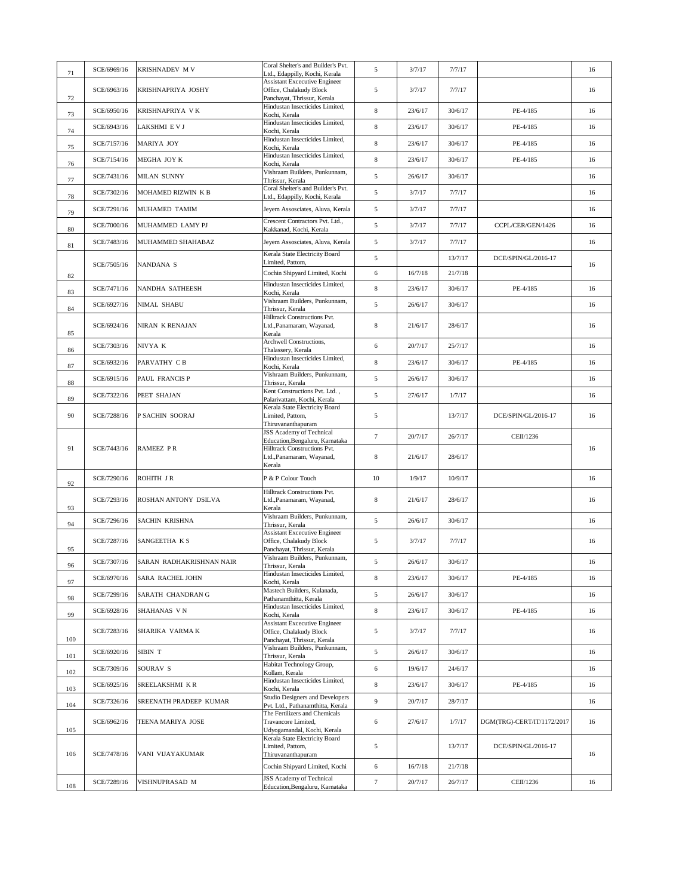| | | | | | | | | |
|---|---|---|---|---|---|---|---|---|
| 71 | SCE/6969/16 | KRISHNADEV M V | Coral Shelter's and Builder's Pvt. Ltd., Edappilly, Kochi, Kerala | 5 | 3/7/17 | 7/7/17 | | 16 |
| 72 | SCE/6963/16 | KRISHNAPRIYA JOSHY | Assistant Excecutive Engineer Office, Chalakudy Block Panchayat, Thrissur, Kerala | 5 | 3/7/17 | 7/7/17 | | 16 |
| 73 | SCE/6950/16 | KRISHNAPRIYA V K | Hindustan Insecticides Limited, Kochi, Kerala | 8 | 23/6/17 | 30/6/17 | PE-4/185 | 16 |
| 74 | SCE/6943/16 | LAKSHMI E V J | Hindustan Insecticides Limited, Kochi, Kerala | 8 | 23/6/17 | 30/6/17 | PE-4/185 | 16 |
| 75 | SCE/7157/16 | MARIYA JOY | Hindustan Insecticides Limited, Kochi, Kerala | 8 | 23/6/17 | 30/6/17 | PE-4/185 | 16 |
| 76 | SCE/7154/16 | MEGHA JOY K | Hindustan Insecticides Limited, Kochi, Kerala | 8 | 23/6/17 | 30/6/17 | PE-4/185 | 16 |
| 77 | SCE/7431/16 | MILAN SUNNY | Vishraam Builders, Punkunnam, Thrissur, Kerala | 5 | 26/6/17 | 30/6/17 | | 16 |
| 78 | SCE/7302/16 | MOHAMED RIZWIN K B | Coral Shelter's and Builder's Pvt. Ltd., Edappilly, Kochi, Kerala | 5 | 3/7/17 | 7/7/17 | | 16 |
| 79 | SCE/7291/16 | MUHAMED TAMIM | Jeyem Assosciates, Aluva, Kerala | 5 | 3/7/17 | 7/7/17 | | 16 |
| 80 | SCE/7000/16 | MUHAMMED LAMY PJ | Crescent Contractors Pvt. Ltd., Kakkanad, Kochi, Kerala | 5 | 3/7/17 | 7/7/17 | CCPL/CER/GEN/1426 | 16 |
| 81 | SCE/7483/16 | MUHAMMED SHAHABAZ | Jeyem Assosciates, Aluva, Kerala | 5 | 3/7/17 | 7/7/17 | | 16 |
| 82 | SCE/7505/16 | NANDANA S | Kerala State Electricity Board Limited, Pattom, | 5 | | 13/7/17 | DCE/SPIN/GL/2016-17 | 16 |
| | | | Cochin Shipyard Limited, Kochi | 6 | 16/7/18 | 21/7/18 | | |
| 83 | SCE/7471/16 | NANDHA SATHEESH | Hindustan Insecticides Limited, Kochi, Kerala | 8 | 23/6/17 | 30/6/17 | PE-4/185 | 16 |
| 84 | SCE/6927/16 | NIMAL SHABU | Vishraam Builders, Punkunnam, Thrissur, Kerala | 5 | 26/6/17 | 30/6/17 | | 16 |
| 85 | SCE/6924/16 | NIRAN K RENAJAN | Hilltrack Constructions Pvt. Ltd.,Panamaram, Wayanad, Kerala | 8 | 21/6/17 | 28/6/17 | | 16 |
| 86 | SCE/7303/16 | NIVYA K | Archwell Constructions, Thalassery, Kerala | 6 | 20/7/17 | 25/7/17 | | 16 |
| 87 | SCE/6932/16 | PARVATHY C B | Hindustan Insecticides Limited, Kochi, Kerala | 8 | 23/6/17 | 30/6/17 | PE-4/185 | 16 |
| 88 | SCE/6915/16 | PAUL FRANCIS P | Vishraam Builders, Punkunnam, Thrissur, Kerala | 5 | 26/6/17 | 30/6/17 | | 16 |
| 89 | SCE/7322/16 | PEET SHAJAN | Kent Constructions Pvt. Ltd. , Palarivattam, Kochi, Kerala | 5 | 27/6/17 | 1/7/17 | | 16 |
| 90 | SCE/7288/16 | P SACHIN SOORAJ | Kerala State Electricity Board Limited, Pattom, Thiruvananthapuram | 5 | | 13/7/17 | DCE/SPIN/GL/2016-17 | 16 |
| 91 | SCE/7443/16 | RAMEEZ P R | JSS Academy of Technical Education,Bengaluru, Karnataka | 7 | 20/7/17 | 26/7/17 | CEII/1236 | 16 |
| | | | Hilltrack Constructions Pvt. Ltd.,Panamaram, Wayanad, Kerala | 8 | 21/6/17 | 28/6/17 | | |
| 92 | SCE/7290/16 | ROHITH J R | P & P Colour Touch | 10 | 1/9/17 | 10/9/17 | | 16 |
| 93 | SCE/7293/16 | ROSHAN ANTONY DSILVA | Hilltrack Constructions Pvt. Ltd.,Panamaram, Wayanad, Kerala | 8 | 21/6/17 | 28/6/17 | | 16 |
| 94 | SCE/7296/16 | SACHIN KRISHNA | Vishraam Builders, Punkunnam, Thrissur, Kerala | 5 | 26/6/17 | 30/6/17 | | 16 |
| 95 | SCE/7287/16 | SANGEETHA K S | Assistant Excecutive Engineer Office, Chalakudy Block Panchayat, Thrissur, Kerala | 5 | 3/7/17 | 7/7/17 | | 16 |
| 96 | SCE/7307/16 | SARAN RADHAKRISHNAN NAIR | Vishraam Builders, Punkunnam, Thrissur, Kerala | 5 | 26/6/17 | 30/6/17 | | 16 |
| 97 | SCE/6970/16 | SARA RACHEL JOHN | Hindustan Insecticides Limited, Kochi, Kerala | 8 | 23/6/17 | 30/6/17 | PE-4/185 | 16 |
| 98 | SCE/7299/16 | SARATH CHANDRAN G | Mastech Builders, Kulanada, Pathanamthitta, Kerala | 5 | 26/6/17 | 30/6/17 | | 16 |
| 99 | SCE/6928/16 | SHAHANAS V N | Hindustan Insecticides Limited, Kochi, Kerala | 8 | 23/6/17 | 30/6/17 | PE-4/185 | 16 |
| 100 | SCE/7283/16 | SHARIKA VARMA K | Assistant Excecutive Engineer Office, Chalakudy Block Panchayat, Thrissur, Kerala | 5 | 3/7/17 | 7/7/17 | | 16 |
| 101 | SCE/6920/16 | SIBIN T | Vishraam Builders, Punkunnam, Thrissur, Kerala | 5 | 26/6/17 | 30/6/17 | | 16 |
| 102 | SCE/7309/16 | SOURAV S | Habitat Technology Group, Kollam, Kerala | 6 | 19/6/17 | 24/6/17 | | 16 |
| 103 | SCE/6925/16 | SREELAKSHMI K R | Hindustan Insecticides Limited, Kochi, Kerala | 8 | 23/6/17 | 30/6/17 | PE-4/185 | 16 |
| 104 | SCE/7326/16 | SREENATH PRADEEP KUMAR | Studio Designers and Developers Pvt. Ltd., Pathanamthitta, Kerala | 9 | 20/7/17 | 28/7/17 | | 16 |
| 105 | SCE/6962/16 | TEENA MARIYA JOSE | The Fertilizers and Chemicals Travancore Limited, Udyogamandal, Kochi, Kerala | 6 | 27/6/17 | 1/7/17 | DGM(TRG)-CERT/IT/1172/2017 | 16 |
| 106 | SCE/7478/16 | VANI VIJAYAKUMAR | Kerala State Electricity Board Limited, Pattom, Thiruvananthapuram | 5 | | 13/7/17 | DCE/SPIN/GL/2016-17 | 16 |
| | | | Cochin Shipyard Limited, Kochi | 6 | 16/7/18 | 21/7/18 | | |
| 108 | SCE/7289/16 | VISHNUPRASAD M | JSS Academy of Technical Education,Bengaluru, Karnataka | 7 | 20/7/17 | 26/7/17 | CEII/1236 | 16 |